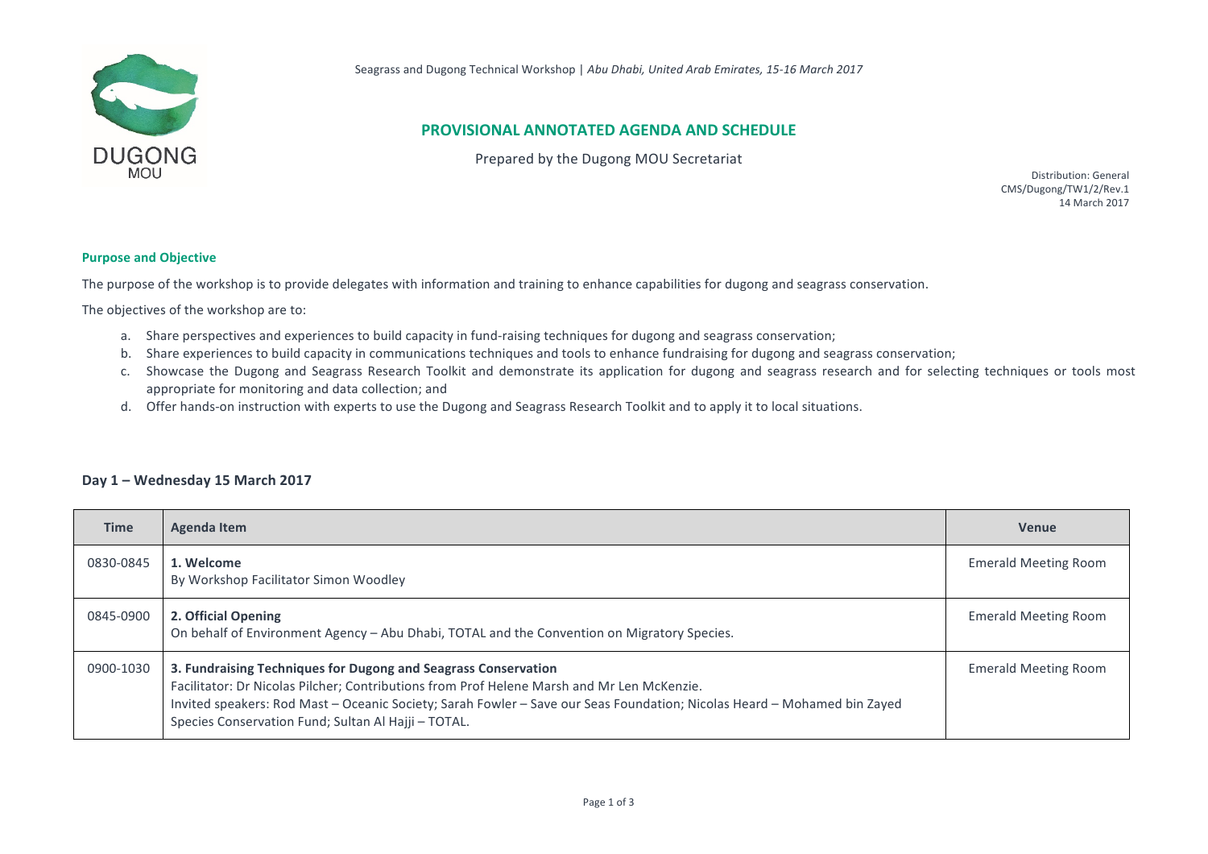Seagrass and Dugong Technical Workshop | *Abu Dhabi, United Arab Emirates, 15-16 March 2017*

# PROVISIONAL ANNOTATED AGENDA AND SCHEDULE

Prepared by the Dugong MOU Secretariat

Distribution: General
CMS/Dugong/TW1/2/Rev.1
14 March 2017

### Purpose and Objective

The purpose of the workshop is to provide delegates with information and training to enhance capabilities for dugong and seagrass conservation.

The objectives of the workshop are to:

a. Share perspectives and experiences to build capacity in fund-raising techniques for dugong and seagrass conservation;
b. Share experiences to build capacity in communications techniques and tools to enhance fundraising for dugong and seagrass conservation;
c. Showcase the Dugong and Seagrass Research Toolkit and demonstrate its application for dugong and seagrass research and for selecting techniques or tools most appropriate for monitoring and data collection; and
d. Offer hands-on instruction with experts to use the Dugong and Seagrass Research Toolkit and to apply it to local situations.

## Day 1 – Wednesday 15 March 2017

| Time | Agenda Item | Venue |
|---|---|---|
| 0830-0845 | **1. Welcome**<br>By Workshop Facilitator Simon Woodley | Emerald Meeting Room |
| 0845-0900 | **2. Official Opening**<br>On behalf of Environment Agency – Abu Dhabi, TOTAL and the Convention on Migratory Species. | Emerald Meeting Room |
| 0900-1030 | **3. Fundraising Techniques for Dugong and Seagrass Conservation**<br>Facilitator: Dr Nicolas Pilcher; Contributions from Prof Helene Marsh and Mr Len McKenzie.<br>Invited speakers: Rod Mast – Oceanic Society; Sarah Fowler – Save our Seas Foundation; Nicolas Heard – Mohamed bin Zayed Species Conservation Fund; Sultan Al Hajji – TOTAL. | Emerald Meeting Room |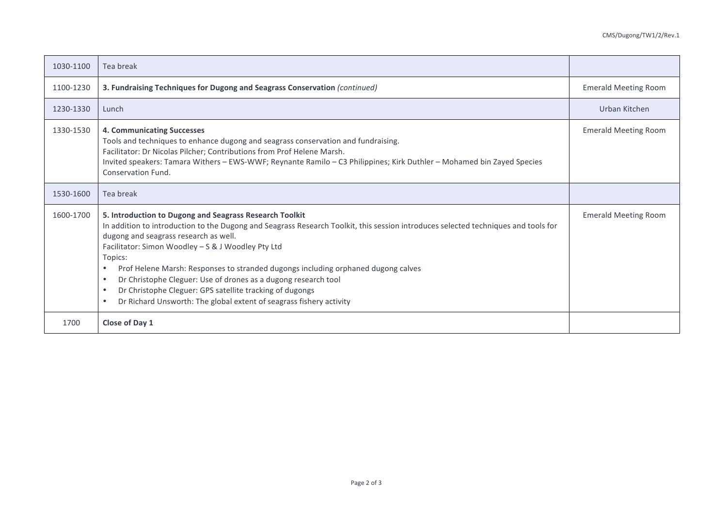| | | |
|---|---|---|
| 1030-1100 | Tea break | |
| 1100-1230 | **3. Fundraising Techniques for Dugong and Seagrass Conservation** *(continued)* | Emerald Meeting Room |
| 1230-1330 | Lunch | Urban Kitchen |
| 1330-1530 | **4. Communicating Successes**<br>Tools and techniques to enhance dugong and seagrass conservation and fundraising.<br>Facilitator: Dr Nicolas Pilcher; Contributions from Prof Helene Marsh.<br>Invited speakers: Tamara Withers – EWS-WWF; Reynante Ramilo – C3 Philippines; Kirk Duthler – Mohamed bin Zayed Species Conservation Fund. | Emerald Meeting Room |
| 1530-1600 | Tea break | |
| 1600-1700 | **5. Introduction to Dugong and Seagrass Research Toolkit**<br>In addition to introduction to the Dugong and Seagrass Research Toolkit, this session introduces selected techniques and tools for dugong and seagrass research as well.<br>Facilitator: Simon Woodley – S & J Woodley Pty Ltd<br>Topics:<br>• Prof Helene Marsh: Responses to stranded dugongs including orphaned dugong calves<br>• Dr Christophe Cleguer: Use of drones as a dugong research tool<br>• Dr Christophe Cleguer: GPS satellite tracking of dugongs<br>• Dr Richard Unsworth: The global extent of seagrass fishery activity | Emerald Meeting Room |
| 1700 | **Close of Day 1** | |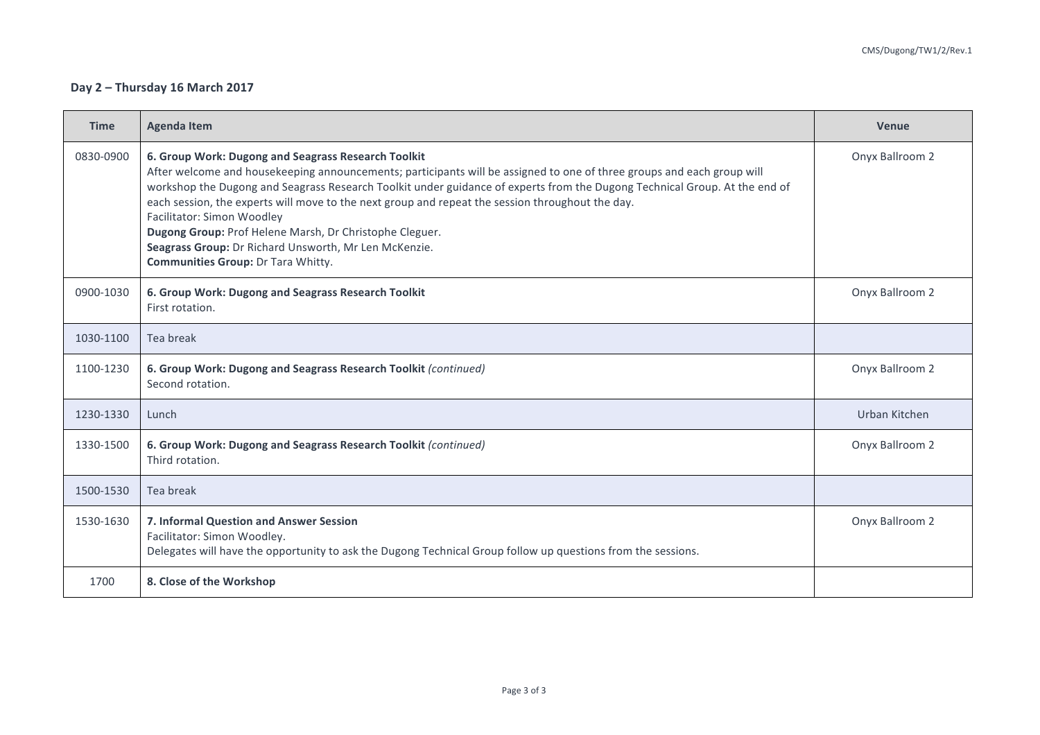## Day 2 – Thursday 16 March 2017

| Time | Agenda Item | Venue |
|---|---|---|
| 0830-0900 | **6. Group Work: Dugong and Seagrass Research Toolkit**<br>After welcome and housekeeping announcements; participants will be assigned to one of three groups and each group will workshop the Dugong and Seagrass Research Toolkit under guidance of experts from the Dugong Technical Group. At the end of each session, the experts will move to the next group and repeat the session throughout the day.<br>Facilitator: Simon Woodley<br>**Dugong Group:** Prof Helene Marsh, Dr Christophe Cleguer.<br>**Seagrass Group:** Dr Richard Unsworth, Mr Len McKenzie.<br>**Communities Group:** Dr Tara Whitty. | Onyx Ballroom 2 |
| 0900-1030 | **6. Group Work: Dugong and Seagrass Research Toolkit**<br>First rotation. | Onyx Ballroom 2 |
| 1030-1100 | Tea break | |
| 1100-1230 | **6. Group Work: Dugong and Seagrass Research Toolkit** *(continued)*<br>Second rotation. | Onyx Ballroom 2 |
| 1230-1330 | Lunch | Urban Kitchen |
| 1330-1500 | **6. Group Work: Dugong and Seagrass Research Toolkit** *(continued)*<br>Third rotation. | Onyx Ballroom 2 |
| 1500-1530 | Tea break | |
| 1530-1630 | **7. Informal Question and Answer Session**<br>Facilitator: Simon Woodley.<br>Delegates will have the opportunity to ask the Dugong Technical Group follow up questions from the sessions. | Onyx Ballroom 2 |
| 1700 | **8. Close of the Workshop** | |